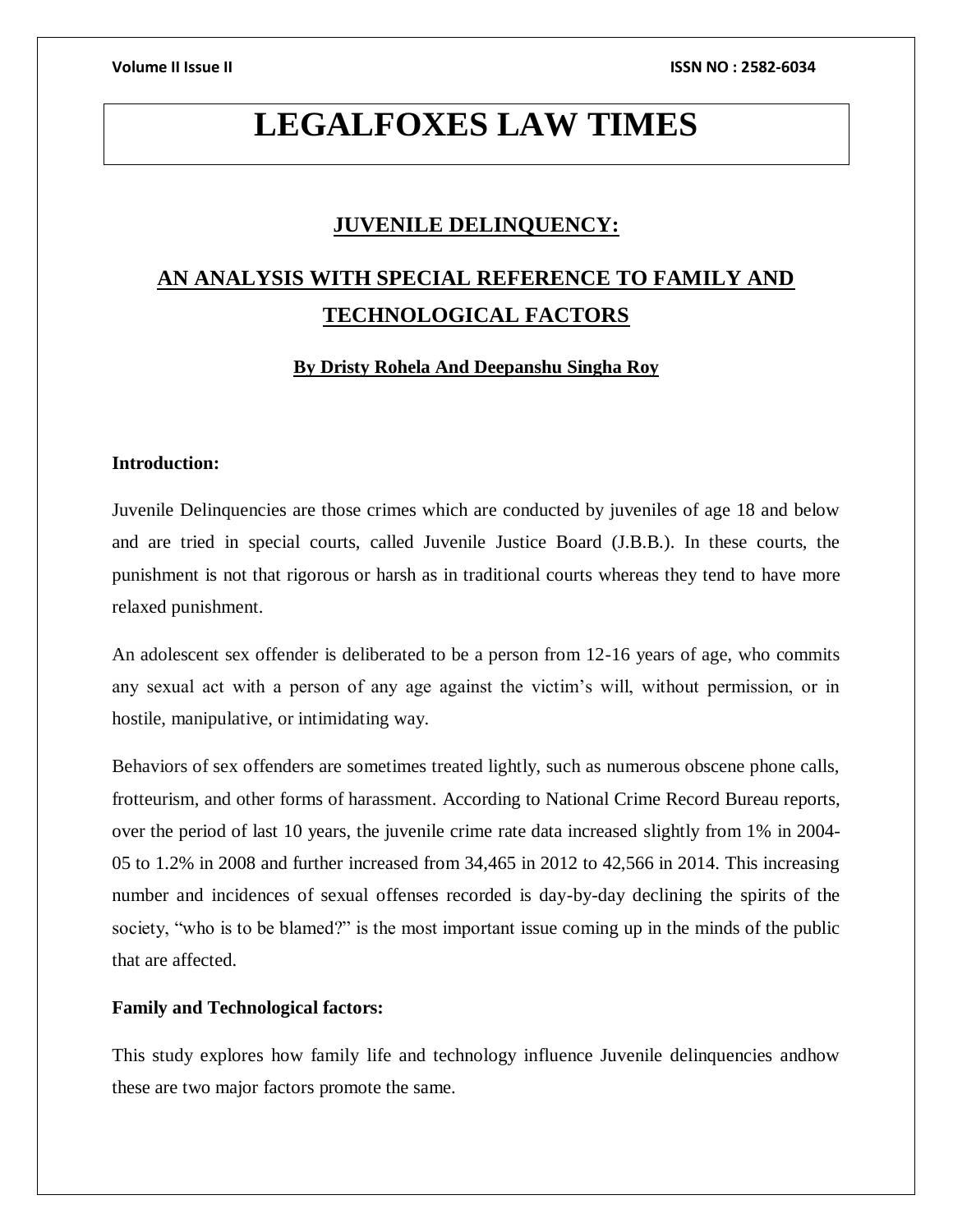# LEGALFOXES LAW TIMES

## JUVENILE DELINQUENCY:

## AN ANALYSIS WITH SPECIAL REFERENCE TO FAMILY AND TECHNOLOGICAL FACTORS

**By Dristy Rohela And Deepanshu Singha Roy**

**Introduction:**

Juvenile Delinquencies are those crimes which are conducted by juveniles of age 18 and below and are tried in special courts, called Juvenile Justice Board (J.B.B.). In these courts, the punishment is not that rigorous or harsh as in traditional courts whereas they tend to have more relaxed punishment.

An adolescent sex offender is deliberated to be a person from 12-16 years of age, who commits any sexual act with a person of any age against the victim's will, without permission, or in hostile, manipulative, or intimidating way.

Behaviors of sex offenders are sometimes treated lightly, such as numerous obscene phone calls, frotteurism, and other forms of harassment. According to National Crime Record Bureau reports, over the period of last 10 years, the juvenile crime rate data increased slightly from 1% in 2004-05 to 1.2% in 2008 and further increased from 34,465 in 2012 to 42,566 in 2014. This increasing number and incidences of sexual offenses recorded is day-by-day declining the spirits of the society, "who is to be blamed?" is the most important issue coming up in the minds of the public that are affected.

**Family and Technological factors:**

This study explores how family life and technology influence Juvenile delinquencies andhow these are two major factors promote the same.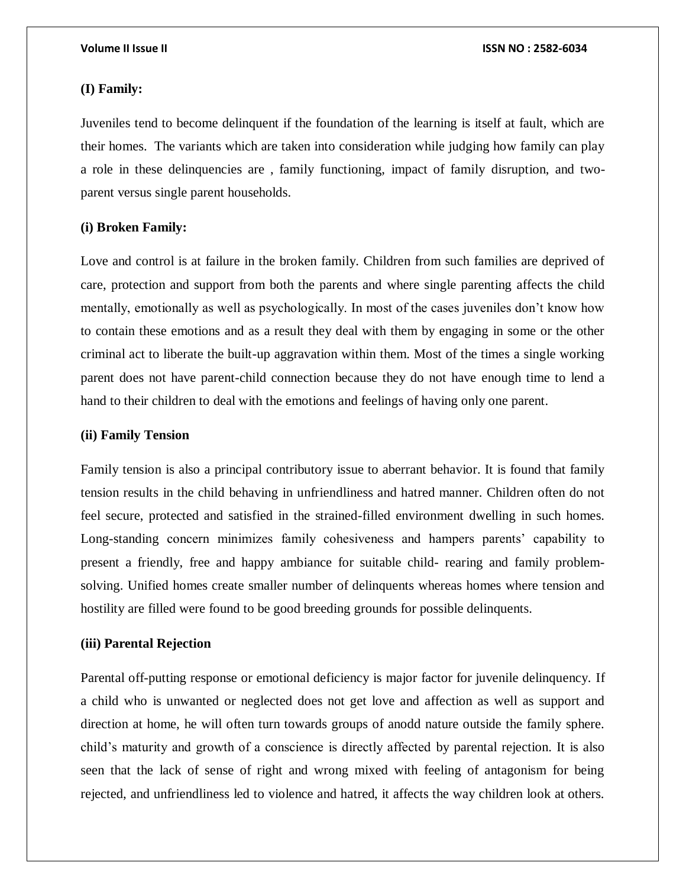**(I) Family:**

Juveniles tend to become delinquent if the foundation of the learning is itself at fault, which are their homes. The variants which are taken into consideration while judging how family can play a role in these delinquencies are , family functioning, impact of family disruption, and two-parent versus single parent households.

**(i) Broken Family:**

Love and control is at failure in the broken family. Children from such families are deprived of care, protection and support from both the parents and where single parenting affects the child mentally, emotionally as well as psychologically. In most of the cases juveniles don't know how to contain these emotions and as a result they deal with them by engaging in some or the other criminal act to liberate the built-up aggravation within them. Most of the times a single working parent does not have parent-child connection because they do not have enough time to lend a hand to their children to deal with the emotions and feelings of having only one parent.

**(ii) Family Tension**

Family tension is also a principal contributory issue to aberrant behavior. It is found that family tension results in the child behaving in unfriendliness and hatred manner. Children often do not feel secure, protected and satisfied in the strained-filled environment dwelling in such homes. Long-standing concern minimizes family cohesiveness and hampers parents' capability to present a friendly, free and happy ambiance for suitable child- rearing and family problem-solving. Unified homes create smaller number of delinquents whereas homes where tension and hostility are filled were found to be good breeding grounds for possible delinquents.

**(iii) Parental Rejection**

Parental off-putting response or emotional deficiency is major factor for juvenile delinquency. If a child who is unwanted or neglected does not get love and affection as well as support and direction at home, he will often turn towards groups of anodd nature outside the family sphere. child's maturity and growth of a conscience is directly affected by parental rejection. It is also seen that the lack of sense of right and wrong mixed with feeling of antagonism for being rejected, and unfriendliness led to violence and hatred, it affects the way children look at others.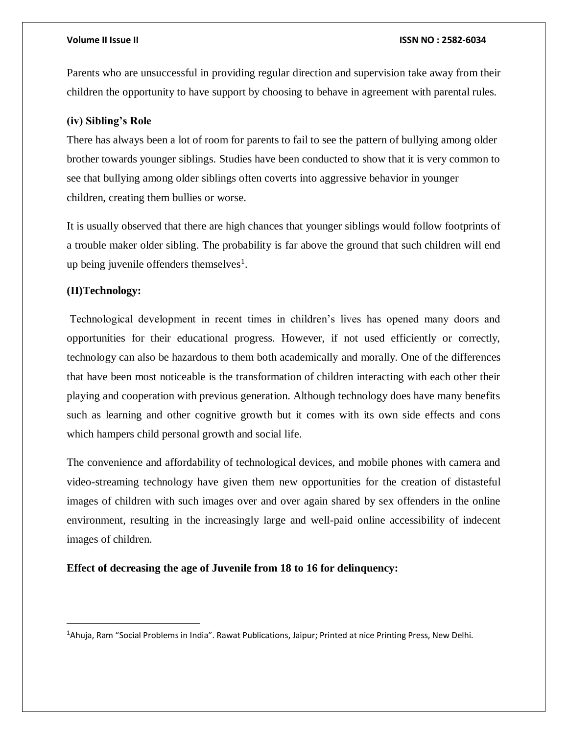Parents who are unsuccessful in providing regular direction and supervision take away from their children the opportunity to have support by choosing to behave in agreement with parental rules.

**(iv) Sibling's Role**

There has always been a lot of room for parents to fail to see the pattern of bullying among older brother towards younger siblings. Studies have been conducted to show that it is very common to see that bullying among older siblings often coverts into aggressive behavior in younger children, creating them bullies or worse.

It is usually observed that there are high chances that younger siblings would follow footprints of a trouble maker older sibling. The probability is far above the ground that such children will end up being juvenile offenders themselves[1].

**(II)Technology:**

Technological development in recent times in children's lives has opened many doors and opportunities for their educational progress. However, if not used efficiently or correctly, technology can also be hazardous to them both academically and morally. One of the differences that have been most noticeable is the transformation of children interacting with each other their playing and cooperation with previous generation. Although technology does have many benefits such as learning and other cognitive growth but it comes with its own side effects and cons which hampers child personal growth and social life.

The convenience and affordability of technological devices, and mobile phones with camera and video-streaming technology have given them new opportunities for the creation of distasteful images of children with such images over and over again shared by sex offenders in the online environment, resulting in the increasingly large and well-paid online accessibility of indecent images of children.

**Effect of decreasing the age of Juvenile from 18 to 16 for delinquency:**

[1] Ahuja, Ram "Social Problems in India". Rawat Publications, Jaipur; Printed at nice Printing Press, New Delhi.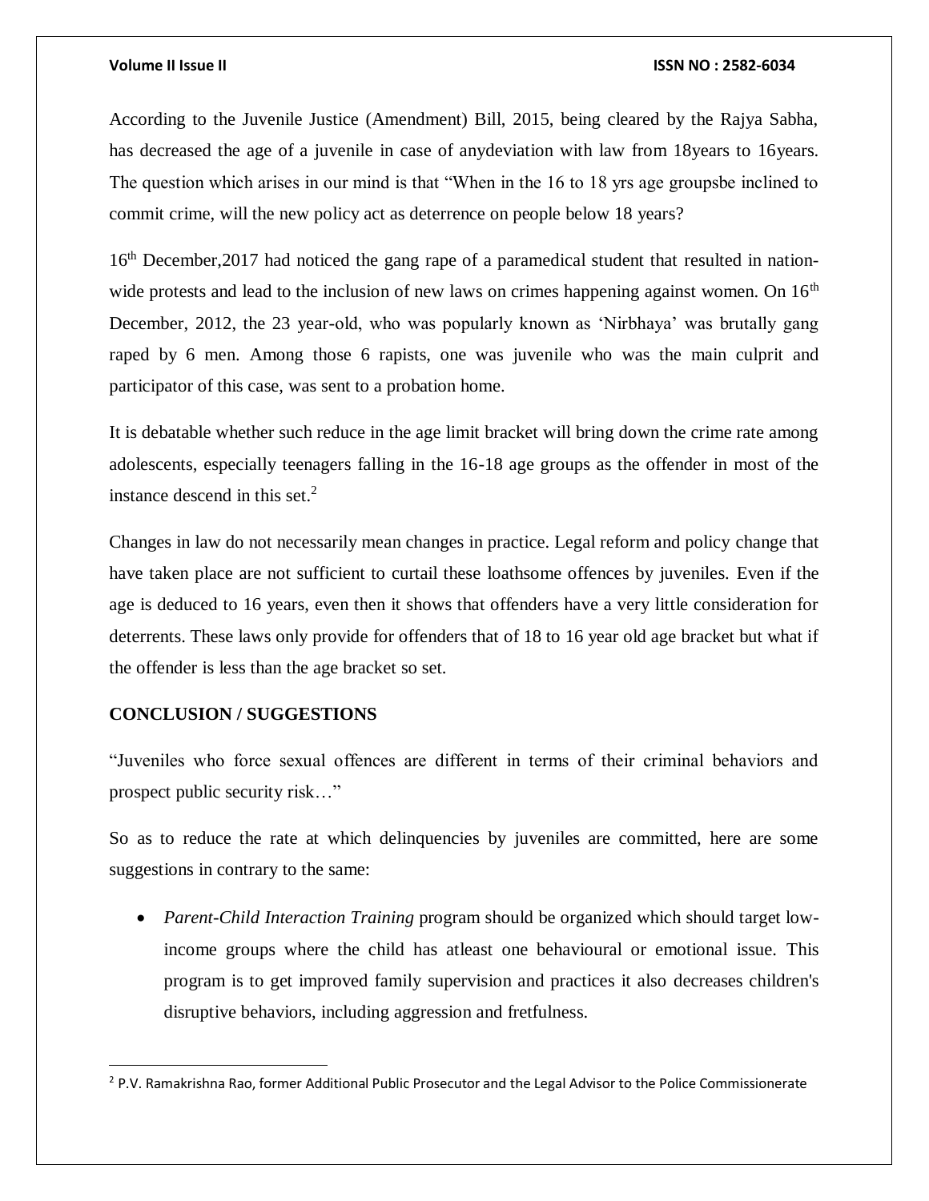According to the Juvenile Justice (Amendment) Bill, 2015, being cleared by the Rajya Sabha, has decreased the age of a juvenile in case of anydeviation with law from 18years to 16years. The question which arises in our mind is that "When in the 16 to 18 yrs age groupsbe inclined to commit crime, will the new policy act as deterrence on people below 18 years?

16th December,2017 had noticed the gang rape of a paramedical student that resulted in nation-wide protests and lead to the inclusion of new laws on crimes happening against women. On 16th December, 2012, the 23 year-old, who was popularly known as 'Nirbhaya' was brutally gang raped by 6 men. Among those 6 rapists, one was juvenile who was the main culprit and participator of this case, was sent to a probation home.

It is debatable whether such reduce in the age limit bracket will bring down the crime rate among adolescents, especially teenagers falling in the 16-18 age groups as the offender in most of the instance descend in this set.[2]

Changes in law do not necessarily mean changes in practice. Legal reform and policy change that have taken place are not sufficient to curtail these loathsome offences by juveniles. Even if the age is deduced to 16 years, even then it shows that offenders have a very little consideration for deterrents. These laws only provide for offenders that of 18 to 16 year old age bracket but what if the offender is less than the age bracket so set.

## CONCLUSION / SUGGESTIONS

"Juveniles who force sexual offences are different in terms of their criminal behaviors and prospect public security risk…"

So as to reduce the rate at which delinquencies by juveniles are committed, here are some suggestions in contrary to the same:

- *Parent-Child Interaction Training* program should be organized which should target low-income groups where the child has atleast one behavioural or emotional issue. This program is to get improved family supervision and practices it also decreases children's disruptive behaviors, including aggression and fretfulness.

---

[2] P.V. Ramakrishna Rao, former Additional Public Prosecutor and the Legal Advisor to the Police Commissionerate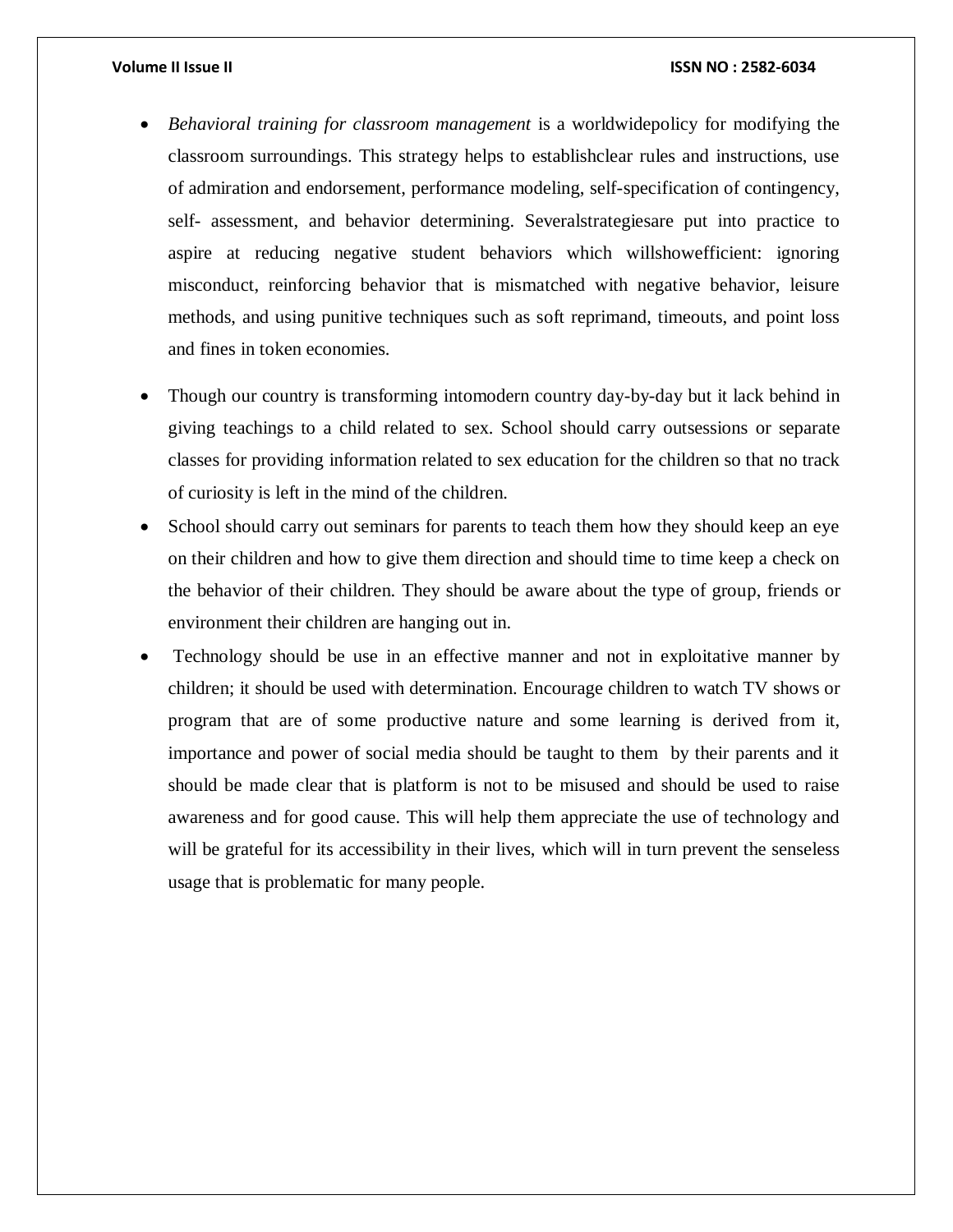- *Behavioral training for classroom management* is a worldwidepolicy for modifying the classroom surroundings. This strategy helps to establishclear rules and instructions, use of admiration and endorsement, performance modeling, self-specification of contingency, self- assessment, and behavior determining. Severalstrategiesare put into practice to aspire at reducing negative student behaviors which willshowefficient: ignoring misconduct, reinforcing behavior that is mismatched with negative behavior, leisure methods, and using punitive techniques such as soft reprimand, timeouts, and point loss and fines in token economies.
- Though our country is transforming intomodern country day-by-day but it lack behind in giving teachings to a child related to sex. School should carry outsessions or separate classes for providing information related to sex education for the children so that no track of curiosity is left in the mind of the children.
- School should carry out seminars for parents to teach them how they should keep an eye on their children and how to give them direction and should time to time keep a check on the behavior of their children. They should be aware about the type of group, friends or environment their children are hanging out in.
- Technology should be use in an effective manner and not in exploitative manner by children; it should be used with determination. Encourage children to watch TV shows or program that are of some productive nature and some learning is derived from it, importance and power of social media should be taught to them by their parents and it should be made clear that is platform is not to be misused and should be used to raise awareness and for good cause. This will help them appreciate the use of technology and will be grateful for its accessibility in their lives, which will in turn prevent the senseless usage that is problematic for many people.